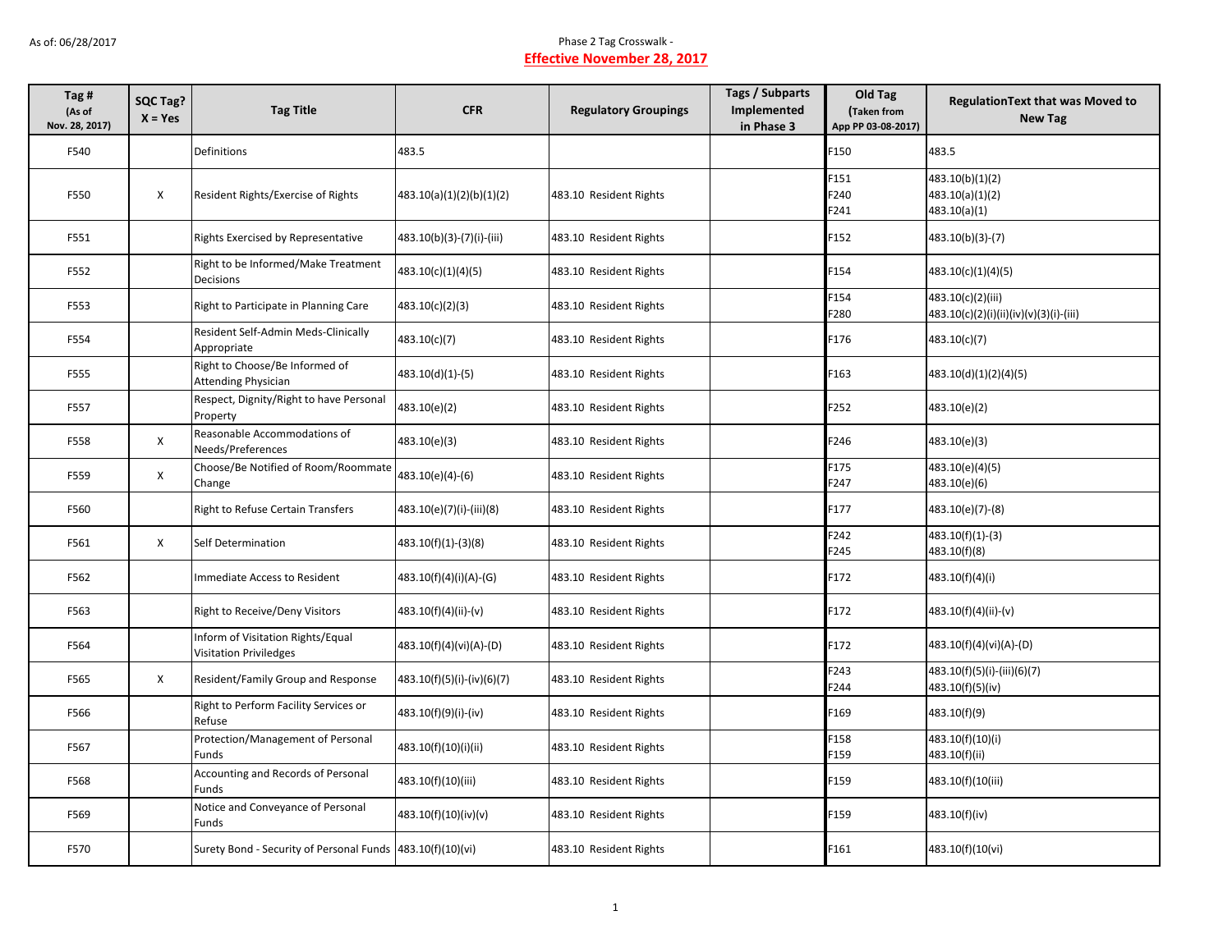As of: 06/28/2017

Phase 2 Tag Crosswalk -

**Effective November 28, 2017**

| Tag # (As of Nov. 28, 2017) | SQC Tag? X = Yes | Tag Title | CFR | Regulatory Groupings | Tags / Subparts Implemented in Phase 3 | Old Tag (Taken from App PP 03-08-2017) | RegulationText that was Moved to New Tag |
|---|---|---|---|---|---|---|---|
| F540 | | Definitions | 483.5 | | | F150 | 483.5 |
| F550 | X | Resident Rights/Exercise of Rights | 483.10(a)(1)(2)(b)(1)(2) | 483.10 Resident Rights | | F151<br>F240<br>F241 | 483.10(b)(1)(2)<br>483.10(a)(1)(2)<br>483.10(a)(1) |
| F551 | | Rights Exercised by Representative | 483.10(b)(3)-(7)(i)-(iii) | 483.10 Resident Rights | | F152 | 483.10(b)(3)-(7) |
| F552 | | Right to be Informed/Make Treatment Decisions | 483.10(c)(1)(4)(5) | 483.10 Resident Rights | | F154 | 483.10(c)(1)(4)(5) |
| F553 | | Right to Participate in Planning Care | 483.10(c)(2)(3) | 483.10 Resident Rights | | F154<br>F280 | 483.10(c)(2)(iii)<br>483.10(c)(2)(i)(ii)(iv)(v)(3)(i)-(iii) |
| F554 | | Resident Self-Admin Meds-Clinically Appropriate | 483.10(c)(7) | 483.10 Resident Rights | | F176 | 483.10(c)(7) |
| F555 | | Right to Choose/Be Informed of Attending Physician | 483.10(d)(1)-(5) | 483.10 Resident Rights | | F163 | 483.10(d)(1)(2)(4)(5) |
| F557 | | Respect, Dignity/Right to have Personal Property | 483.10(e)(2) | 483.10 Resident Rights | | F252 | 483.10(e)(2) |
| F558 | X | Reasonable Accommodations of Needs/Preferences | 483.10(e)(3) | 483.10 Resident Rights | | F246 | 483.10(e)(3) |
| F559 | X | Choose/Be Notified of Room/Roommate Change | 483.10(e)(4)-(6) | 483.10 Resident Rights | | F175<br>F247 | 483.10(e)(4)(5)<br>483.10(e)(6) |
| F560 | | Right to Refuse Certain Transfers | 483.10(e)(7)(i)-(iii)(8) | 483.10 Resident Rights | | F177 | 483.10(e)(7)-(8) |
| F561 | X | Self Determination | 483.10(f)(1)-(3)(8) | 483.10 Resident Rights | | F242<br>F245 | 483.10(f)(1)-(3)<br>483.10(f)(8) |
| F562 | | Immediate Access to Resident | 483.10(f)(4)(i)(A)-(G) | 483.10 Resident Rights | | F172 | 483.10(f)(4)(i) |
| F563 | | Right to Receive/Deny Visitors | 483.10(f)(4)(ii)-(v) | 483.10 Resident Rights | | F172 | 483.10(f)(4)(ii)-(v) |
| F564 | | Inform of Visitation Rights/Equal Visitation Priviledges | 483.10(f)(4)(vi)(A)-(D) | 483.10 Resident Rights | | F172 | 483.10(f)(4)(vi)(A)-(D) |
| F565 | X | Resident/Family Group and Response | 483.10(f)(5)(i)-(iv)(6)(7) | 483.10 Resident Rights | | F243<br>F244 | 483.10(f)(5)(i)-(iii)(6)(7)<br>483.10(f)(5)(iv) |
| F566 | | Right to Perform Facility Services or Refuse | 483.10(f)(9)(i)-(iv) | 483.10 Resident Rights | | F169 | 483.10(f)(9) |
| F567 | | Protection/Management of Personal Funds | 483.10(f)(10)(i)(ii) | 483.10 Resident Rights | | F158<br>F159 | 483.10(f)(10)(i)<br>483.10(f)(ii) |
| F568 | | Accounting and Records of Personal Funds | 483.10(f)(10)(iii) | 483.10 Resident Rights | | F159 | 483.10(f)(10(iii) |
| F569 | | Notice and Conveyance of Personal Funds | 483.10(f)(10)(iv)(v) | 483.10 Resident Rights | | F159 | 483.10(f)(iv) |
| F570 | | Surety Bond - Security of Personal Funds | 483.10(f)(10)(vi) | 483.10 Resident Rights | | F161 | 483.10(f)(10(vi) |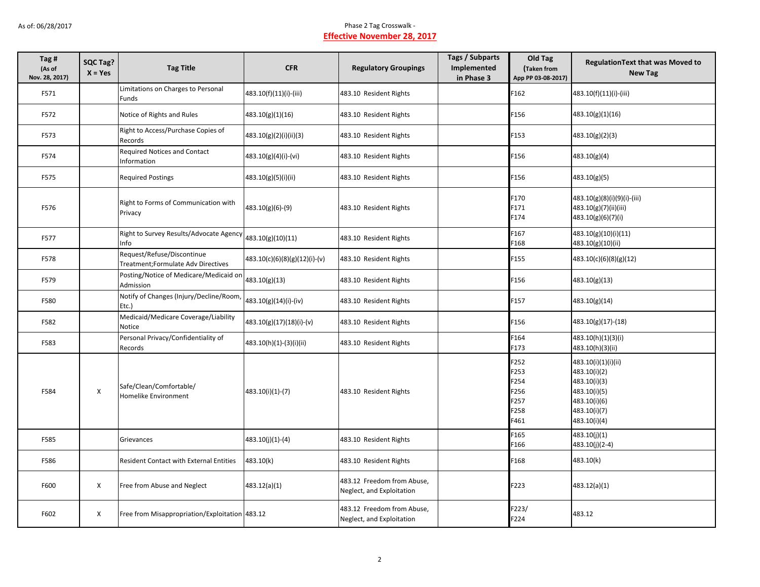As of: 06/28/2017

Phase 2 Tag Crosswalk -

**Effective November 28, 2017**

| Tag # (As of Nov. 28, 2017) | SQC Tag? X = Yes | Tag Title | CFR | Regulatory Groupings | Tags / Subparts Implemented in Phase 3 | Old Tag (Taken from App PP 03-08-2017) | RegulationText that was Moved to New Tag |
|---|---|---|---|---|---|---|---|
| F571 | | Limitations on Charges to Personal Funds | 483.10(f)(11)(i)-(iii) | 483.10 Resident Rights | | F162 | 483.10(f)(11)(i)-(iii) |
| F572 | | Notice of Rights and Rules | 483.10(g)(1)(16) | 483.10 Resident Rights | | F156 | 483.10(g)(1)(16) |
| F573 | | Right to Access/Purchase Copies of Records | 483.10(g)(2)(i)(ii)(3) | 483.10 Resident Rights | | F153 | 483.10(g)(2)(3) |
| F574 | | Required Notices and Contact Information | 483.10(g)(4)(i)-(vi) | 483.10 Resident Rights | | F156 | 483.10(g)(4) |
| F575 | | Required Postings | 483.10(g)(5)(i)(ii) | 483.10 Resident Rights | | F156 | 483.10(g)(5) |
| F576 | | Right to Forms of Communication with Privacy | 483.10(g)(6)-(9) | 483.10 Resident Rights | | F170<br>F171<br>F174 | 483.10(g)(8)(i)(9)(i)-(iii)<br>483.10(g)(7)(ii)(iii)<br>483.10(g)(6)(7)(i) |
| F577 | | Right to Survey Results/Advocate Agency Info | 483.10(g)(10)(11) | 483.10 Resident Rights | | F167<br>F168 | 483.10(g)(10)(i)(11)<br>483.10(g)(10)(ii) |
| F578 | | Request/Refuse/Discontinue Treatment;Formulate Adv Directives | 483.10(c)(6)(8)(g)(12)(i)-(v) | 483.10 Resident Rights | | F155 | 483.10(c)(6)(8)(g)(12) |
| F579 | | Posting/Notice of Medicare/Medicaid on Admission | 483.10(g)(13) | 483.10 Resident Rights | | F156 | 483.10(g)(13) |
| F580 | | Notify of Changes (Injury/Decline/Room, Etc.) | 483.10(g)(14)(i)-(iv) | 483.10 Resident Rights | | F157 | 483.10(g)(14) |
| F582 | | Medicaid/Medicare Coverage/Liability Notice | 483.10(g)(17)(18)(i)-(v) | 483.10 Resident Rights | | F156 | 483.10(g)(17)-(18) |
| F583 | | Personal Privacy/Confidentiality of Records | 483.10(h)(1)-(3)(i)(ii) | 483.10 Resident Rights | | F164<br>F173 | 483.10(h)(1)(3)(i)<br>483.10(h)(3)(ii) |
| F584 | X | Safe/Clean/Comfortable/ Homelike Environment | 483.10(i)(1)-(7) | 483.10 Resident Rights | | F252<br>F253<br>F254<br>F256<br>F257<br>F258<br>F461 | 483.10(i)(1)(i)(ii)<br>483.10(i)(2)<br>483.10(i)(3)<br>483.10(i)(5)<br>483.10(i)(6)<br>483.10(i)(7)<br>483.10(i)(4) |
| F585 | | Grievances | 483.10(j)(1)-(4) | 483.10 Resident Rights | | F165<br>F166 | 483.10(j)(1)<br>483.10(j)(2-4) |
| F586 | | Resident Contact with External Entities | 483.10(k) | 483.10 Resident Rights | | F168 | 483.10(k) |
| F600 | X | Free from Abuse and Neglect | 483.12(a)(1) | 483.12 Freedom from Abuse, Neglect, and Exploitation | | F223 | 483.12(a)(1) |
| F602 | X | Free from Misappropriation/Exploitation | 483.12 | 483.12 Freedom from Abuse, Neglect, and Exploitation | | F223/<br>F224 | 483.12 |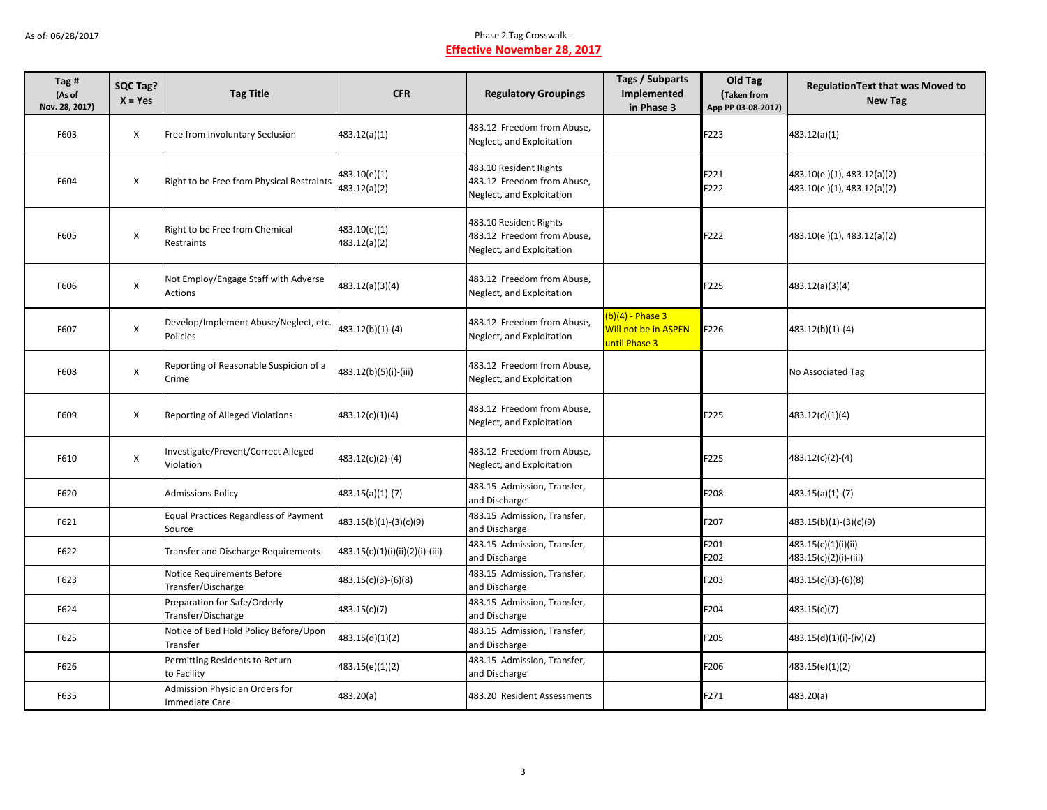As of: 06/28/2017

Phase 2 Tag Crosswalk -

**Effective November 28, 2017**

| Tag # (As of Nov. 28, 2017) | SQC Tag? X = Yes | Tag Title | CFR | Regulatory Groupings | Tags / Subparts Implemented in Phase 3 | Old Tag (Taken from App PP 03-08-2017) | RegulationText that was Moved to New Tag |
|---|---|---|---|---|---|---|---|
| F603 | X | Free from Involuntary Seclusion | 483.12(a)(1) | 483.12 Freedom from Abuse, Neglect, and Exploitation | | F223 | 483.12(a)(1) |
| F604 | X | Right to be Free from Physical Restraints | 483.10(e)(1)<br>483.12(a)(2) | 483.10 Resident Rights<br>483.12 Freedom from Abuse, Neglect, and Exploitation | | F221<br>F222 | 483.10(e )(1), 483.12(a)(2)<br>483.10(e )(1), 483.12(a)(2) |
| F605 | X | Right to be Free from Chemical Restraints | 483.10(e)(1)<br>483.12(a)(2) | 483.10 Resident Rights<br>483.12 Freedom from Abuse, Neglect, and Exploitation | | F222 | 483.10(e )(1), 483.12(a)(2) |
| F606 | X | Not Employ/Engage Staff with Adverse Actions | 483.12(a)(3)(4) | 483.12 Freedom from Abuse, Neglect, and Exploitation | | F225 | 483.12(a)(3)(4) |
| F607 | X | Develop/Implement Abuse/Neglect, etc. Policies | 483.12(b)(1)-(4) | 483.12 Freedom from Abuse, Neglect, and Exploitation | (b)(4) - Phase 3 Will not be in ASPEN until Phase 3 | F226 | 483.12(b)(1)-(4) |
| F608 | X | Reporting of Reasonable Suspicion of a Crime | 483.12(b)(5)(i)-(iii) | 483.12 Freedom from Abuse, Neglect, and Exploitation | | | No Associated Tag |
| F609 | X | Reporting of Alleged Violations | 483.12(c)(1)(4) | 483.12 Freedom from Abuse, Neglect, and Exploitation | | F225 | 483.12(c)(1)(4) |
| F610 | X | Investigate/Prevent/Correct Alleged Violation | 483.12(c)(2)-(4) | 483.12 Freedom from Abuse, Neglect, and Exploitation | | F225 | 483.12(c)(2)-(4) |
| F620 | | Admissions Policy | 483.15(a)(1)-(7) | 483.15 Admission, Transfer, and Discharge | | F208 | 483.15(a)(1)-(7) |
| F621 | | Equal Practices Regardless of Payment Source | 483.15(b)(1)-(3)(c)(9) | 483.15 Admission, Transfer, and Discharge | | F207 | 483.15(b)(1)-(3)(c)(9) |
| F622 | | Transfer and Discharge Requirements | 483.15(c)(1)(i)(ii)(2)(i)-(iii) | 483.15 Admission, Transfer, and Discharge | | F201<br>F202 | 483.15(c)(1)(i)(ii)<br>483.15(c)(2)(i)-(iii) |
| F623 | | Notice Requirements Before Transfer/Discharge | 483.15(c)(3)-(6)(8) | 483.15 Admission, Transfer, and Discharge | | F203 | 483.15(c)(3)-(6)(8) |
| F624 | | Preparation for Safe/Orderly Transfer/Discharge | 483.15(c)(7) | 483.15 Admission, Transfer, and Discharge | | F204 | 483.15(c)(7) |
| F625 | | Notice of Bed Hold Policy Before/Upon Transfer | 483.15(d)(1)(2) | 483.15 Admission, Transfer, and Discharge | | F205 | 483.15(d)(1)(i)-(iv)(2) |
| F626 | | Permitting Residents to Return to Facility | 483.15(e)(1)(2) | 483.15 Admission, Transfer, and Discharge | | F206 | 483.15(e)(1)(2) |
| F635 | | Admission Physician Orders for Immediate Care | 483.20(a) | 483.20 Resident Assessments | | F271 | 483.20(a) |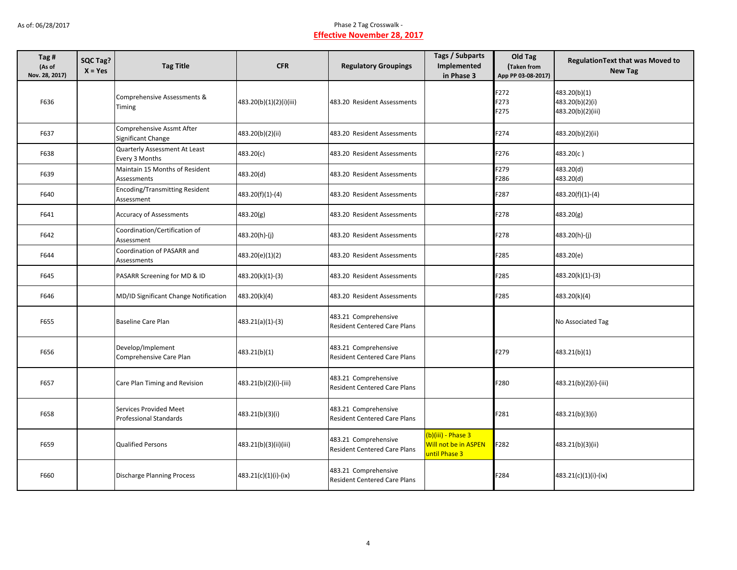As of: 06/28/2017

Phase 2 Tag Crosswalk -

**Effective November 28, 2017**

| Tag # (As of Nov. 28, 2017) | SQC Tag? X = Yes | Tag Title | CFR | Regulatory Groupings | Tags / Subparts Implemented in Phase 3 | Old Tag (Taken from App PP 03-08-2017) | RegulationText that was Moved to New Tag |
|---|---|---|---|---|---|---|---|
| F636 | | Comprehensive Assessments & Timing | 483.20(b)(1)(2)(i)(iii) | 483.20 Resident Assessments | | F272<br>F273<br>F275 | 483.20(b)(1)<br>483.20(b)(2)(i)<br>483.20(b)(2)(iii) |
| F637 | | Comprehensive Assmt After Significant Change | 483.20(b)(2)(ii) | 483.20 Resident Assessments | | F274 | 483.20(b)(2)(ii) |
| F638 | | Quarterly Assessment At Least Every 3 Months | 483.20(c) | 483.20 Resident Assessments | | F276 | 483.20(c ) |
| F639 | | Maintain 15 Months of Resident Assessments | 483.20(d) | 483.20 Resident Assessments | | F279<br>F286 | 483.20(d)<br>483.20(d) |
| F640 | | Encoding/Transmitting Resident Assessment | 483.20(f)(1)-(4) | 483.20 Resident Assessments | | F287 | 483.20(f)(1)-(4) |
| F641 | | Accuracy of Assessments | 483.20(g) | 483.20 Resident Assessments | | F278 | 483.20(g) |
| F642 | | Coordination/Certification of Assessment | 483.20(h)-(j) | 483.20 Resident Assessments | | F278 | 483.20(h)-(j) |
| F644 | | Coordination of PASARR and Assessments | 483.20(e)(1)(2) | 483.20 Resident Assessments | | F285 | 483.20(e) |
| F645 | | PASARR Screening for MD & ID | 483.20(k)(1)-(3) | 483.20 Resident Assessments | | F285 | 483.20(k)(1)-(3) |
| F646 | | MD/ID Significant Change Notification | 483.20(k)(4) | 483.20 Resident Assessments | | F285 | 483.20(k)(4) |
| F655 | | Baseline Care Plan | 483.21(a)(1)-(3) | 483.21 Comprehensive Resident Centered Care Plans | | | No Associated Tag |
| F656 | | Develop/Implement Comprehensive Care Plan | 483.21(b)(1) | 483.21 Comprehensive Resident Centered Care Plans | | F279 | 483.21(b)(1) |
| F657 | | Care Plan Timing and Revision | 483.21(b)(2)(i)-(iii) | 483.21 Comprehensive Resident Centered Care Plans | | F280 | 483.21(b)(2)(i)-(iii) |
| F658 | | Services Provided Meet Professional Standards | 483.21(b)(3)(i) | 483.21 Comprehensive Resident Centered Care Plans | | F281 | 483.21(b)(3)(i) |
| F659 | | Qualified Persons | 483.21(b)(3)(ii)(iii) | 483.21 Comprehensive Resident Centered Care Plans | (b)(iii) - Phase 3 Will not be in ASPEN until Phase 3 | F282 | 483.21(b)(3)(ii) |
| F660 | | Discharge Planning Process | 483.21(c)(1)(i)-(ix) | 483.21 Comprehensive Resident Centered Care Plans | | F284 | 483.21(c)(1)(i)-(ix) |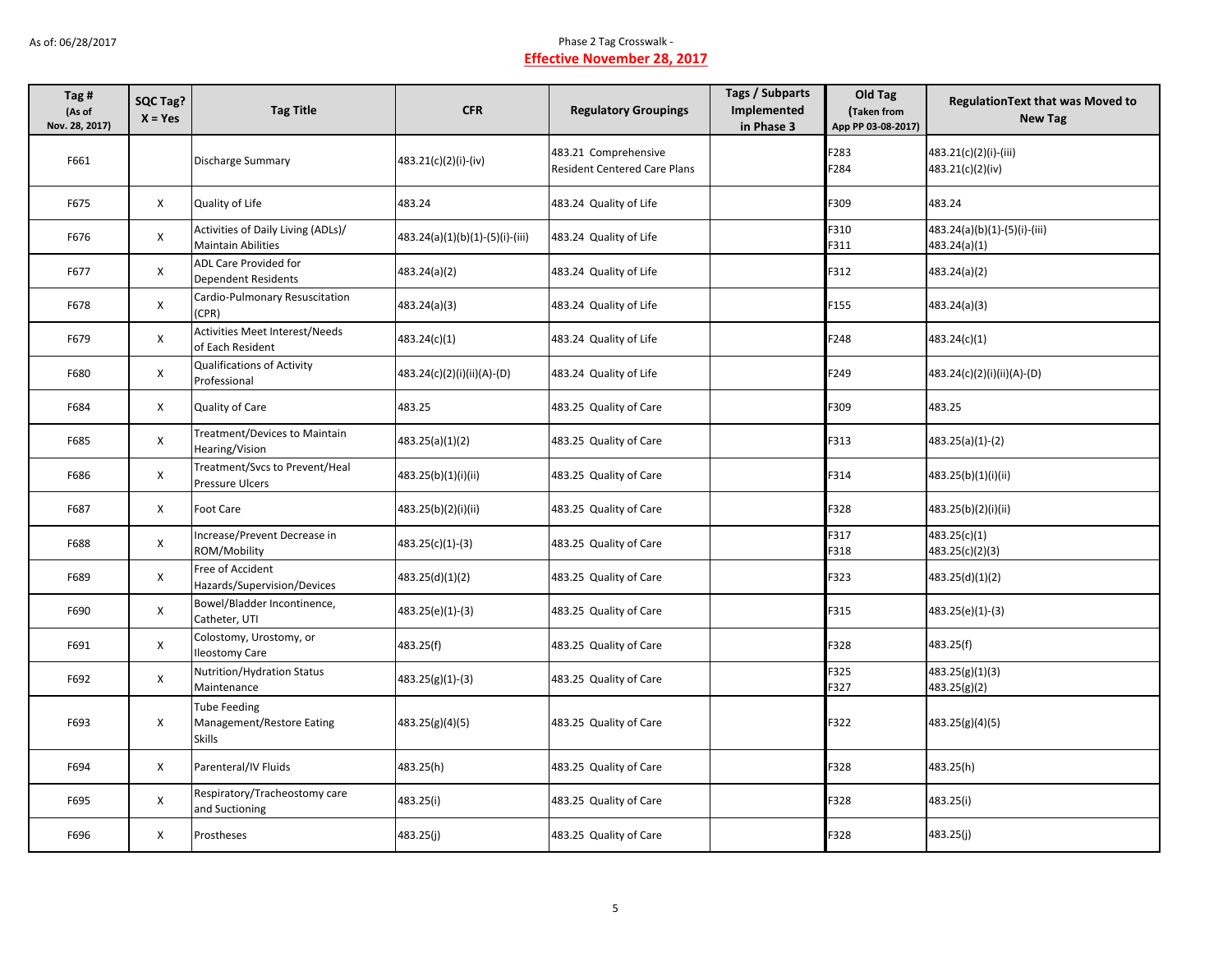As of: 06/28/2017

Phase 2 Tag Crosswalk -
**Effective November 28, 2017**

| Tag # (As of Nov. 28, 2017) | SQC Tag? X = Yes | Tag Title | CFR | Regulatory Groupings | Tags / Subparts Implemented in Phase 3 | Old Tag (Taken from App PP 03-08-2017) | RegulationText that was Moved to New Tag |
|---|---|---|---|---|---|---|---|
| F661 | | Discharge Summary | 483.21(c)(2)(i)-(iv) | 483.21 Comprehensive Resident Centered Care Plans | | F283<br>F284 | 483.21(c)(2)(i)-(iii)<br>483.21(c)(2)(iv) |
| F675 | X | Quality of Life | 483.24 | 483.24 Quality of Life | | F309 | 483.24 |
| F676 | X | Activities of Daily Living (ADLs)/ Maintain Abilities | 483.24(a)(1)(b)(1)-(5)(i)-(iii) | 483.24 Quality of Life | | F310<br>F311 | 483.24(a)(b)(1)-(5)(i)-(iii)<br>483.24(a)(1) |
| F677 | X | ADL Care Provided for Dependent Residents | 483.24(a)(2) | 483.24 Quality of Life | | F312 | 483.24(a)(2) |
| F678 | X | Cardio-Pulmonary Resuscitation (CPR) | 483.24(a)(3) | 483.24 Quality of Life | | F155 | 483.24(a)(3) |
| F679 | X | Activities Meet Interest/Needs of Each Resident | 483.24(c)(1) | 483.24 Quality of Life | | F248 | 483.24(c)(1) |
| F680 | X | Qualifications of Activity Professional | 483.24(c)(2)(i)(ii)(A)-(D) | 483.24 Quality of Life | | F249 | 483.24(c)(2)(i)(ii)(A)-(D) |
| F684 | X | Quality of Care | 483.25 | 483.25 Quality of Care | | F309 | 483.25 |
| F685 | X | Treatment/Devices to Maintain Hearing/Vision | 483.25(a)(1)(2) | 483.25 Quality of Care | | F313 | 483.25(a)(1)-(2) |
| F686 | X | Treatment/Svcs to Prevent/Heal Pressure Ulcers | 483.25(b)(1)(i)(ii) | 483.25 Quality of Care | | F314 | 483.25(b)(1)(i)(ii) |
| F687 | X | Foot Care | 483.25(b)(2)(i)(ii) | 483.25 Quality of Care | | F328 | 483.25(b)(2)(i)(ii) |
| F688 | X | Increase/Prevent Decrease in ROM/Mobility | 483.25(c)(1)-(3) | 483.25 Quality of Care | | F317<br>F318 | 483.25(c)(1)<br>483.25(c)(2)(3) |
| F689 | X | Free of Accident Hazards/Supervision/Devices | 483.25(d)(1)(2) | 483.25 Quality of Care | | F323 | 483.25(d)(1)(2) |
| F690 | X | Bowel/Bladder Incontinence, Catheter, UTI | 483.25(e)(1)-(3) | 483.25 Quality of Care | | F315 | 483.25(e)(1)-(3) |
| F691 | X | Colostomy, Urostomy, or Ileostomy Care | 483.25(f) | 483.25 Quality of Care | | F328 | 483.25(f) |
| F692 | X | Nutrition/Hydration Status Maintenance | 483.25(g)(1)-(3) | 483.25 Quality of Care | | F325<br>F327 | 483.25(g)(1)(3)<br>483.25(g)(2) |
| F693 | X | Tube Feeding Management/Restore Eating Skills | 483.25(g)(4)(5) | 483.25 Quality of Care | | F322 | 483.25(g)(4)(5) |
| F694 | X | Parenteral/IV Fluids | 483.25(h) | 483.25 Quality of Care | | F328 | 483.25(h) |
| F695 | X | Respiratory/Tracheostomy care and Suctioning | 483.25(i) | 483.25 Quality of Care | | F328 | 483.25(i) |
| F696 | X | Prostheses | 483.25(j) | 483.25 Quality of Care | | F328 | 483.25(j) |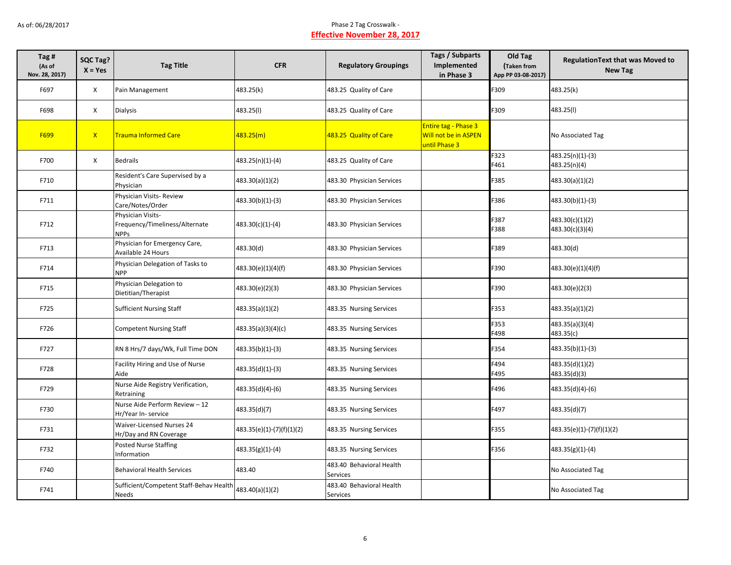As of: 06/28/2017

Phase 2 Tag Crosswalk -

**Effective November 28, 2017**

| Tag # (As of Nov. 28, 2017) | SQC Tag? X = Yes | Tag Title | CFR | Regulatory Groupings | Tags / Subparts Implemented in Phase 3 | Old Tag (Taken from App PP 03-08-2017) | RegulationText that was Moved to New Tag |
|---|---|---|---|---|---|---|---|
| F697 | X | Pain Management | 483.25(k) | 483.25 Quality of Care | | F309 | 483.25(k) |
| F698 | X | Dialysis | 483.25(l) | 483.25 Quality of Care | | F309 | 483.25(l) |
| F699 | X | Trauma Informed Care | 483.25(m) | 483.25 Quality of Care | Entire tag - Phase 3 Will not be in ASPEN until Phase 3 | | No Associated Tag |
| F700 | X | Bedrails | 483.25(n)(1)-(4) | 483.25 Quality of Care | | F323<br>F461 | 483.25(n)(1)-(3)<br>483.25(n)(4) |
| F710 | | Resident's Care Supervised by a Physician | 483.30(a)(1)(2) | 483.30 Physician Services | | F385 | 483.30(a)(1)(2) |
| F711 | | Physician Visits- Review Care/Notes/Order | 483.30(b)(1)-(3) | 483.30 Physician Services | | F386 | 483.30(b)(1)-(3) |
| F712 | | Physician Visits-Frequency/Timeliness/Alternate NPPs | 483.30(c)(1)-(4) | 483.30 Physician Services | | F387<br>F388 | 483.30(c)(1)(2)<br>483.30(c)(3)(4) |
| F713 | | Physician for Emergency Care, Available 24 Hours | 483.30(d) | 483.30 Physician Services | | F389 | 483.30(d) |
| F714 | | Physician Delegation of Tasks to NPP | 483.30(e)(1)(4)(f) | 483.30 Physician Services | | F390 | 483.30(e)(1)(4)(f) |
| F715 | | Physician Delegation to Dietitian/Therapist | 483.30(e)(2)(3) | 483.30 Physician Services | | F390 | 483.30(e)(2(3) |
| F725 | | Sufficient Nursing Staff | 483.35(a)(1)(2) | 483.35 Nursing Services | | F353 | 483.35(a)(1)(2) |
| F726 | | Competent Nursing Staff | 483.35(a)(3)(4)(c) | 483.35 Nursing Services | | F353<br>F498 | 483.35(a)(3)(4)<br>483.35(c) |
| F727 | | RN 8 Hrs/7 days/Wk, Full Time DON | 483.35(b)(1)-(3) | 483.35 Nursing Services | | F354 | 483.35(b)(1)-(3) |
| F728 | | Facility Hiring and Use of Nurse Aide | 483.35(d)(1)-(3) | 483.35 Nursing Services | | F494<br>F495 | 483.35(d)(1)(2)<br>483.35(d)(3) |
| F729 | | Nurse Aide Registry Verification, Retraining | 483.35(d)(4)-(6) | 483.35 Nursing Services | | F496 | 483.35(d)(4)-(6) |
| F730 | | Nurse Aide Perform Review – 12 Hr/Year In- service | 483.35(d)(7) | 483.35 Nursing Services | | F497 | 483.35(d)(7) |
| F731 | | Waiver-Licensed Nurses 24 Hr/Day and RN Coverage | 483.35(e)(1)-(7)(f)(1)(2) | 483.35 Nursing Services | | F355 | 483.35(e)(1)-(7)(f)(1)(2) |
| F732 | | Posted Nurse Staffing Information | 483.35(g)(1)-(4) | 483.35 Nursing Services | | F356 | 483.35(g)(1)-(4) |
| F740 | | Behavioral Health Services | 483.40 | 483.40 Behavioral Health Services | | | No Associated Tag |
| F741 | | Sufficient/Competent Staff-Behav Health Needs | 483.40(a)(1)(2) | 483.40 Behavioral Health Services | | | No Associated Tag |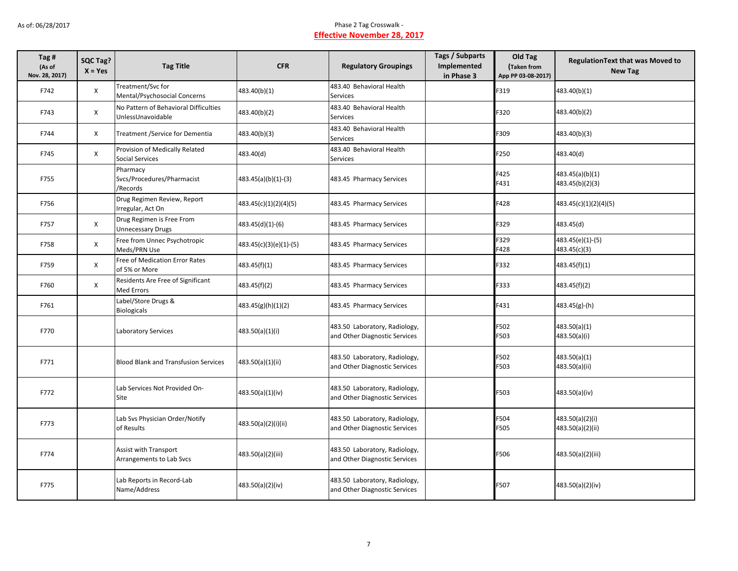| Tag # (As of Nov. 28, 2017) | SQC Tag? X = Yes | Tag Title | CFR | Regulatory Groupings | Tags / Subparts Implemented in Phase 3 | Old Tag (Taken from App PP 03-08-2017) | RegulationText that was Moved to New Tag |
|---|---|---|---|---|---|---|---|
| F742 | X | Treatment/Svc for Mental/Psychosocial Concerns | 483.40(b)(1) | 483.40 Behavioral Health Services | | F319 | 483.40(b)(1) |
| F743 | X | No Pattern of Behavioral Difficulties UnlessUnavoidable | 483.40(b)(2) | 483.40 Behavioral Health Services | | F320 | 483.40(b)(2) |
| F744 | X | Treatment /Service for Dementia | 483.40(b)(3) | 483.40 Behavioral Health Services | | F309 | 483.40(b)(3) |
| F745 | X | Provision of Medically Related Social Services | 483.40(d) | 483.40 Behavioral Health Services | | F250 | 483.40(d) |
| F755 | | Pharmacy Svcs/Procedures/Pharmacist /Records | 483.45(a)(b)(1)-(3) | 483.45 Pharmacy Services | | F425<br>F431 | 483.45(a)(b)(1)<br>483.45(b)(2)(3) |
| F756 | | Drug Regimen Review, Report Irregular, Act On | 483.45(c)(1)(2)(4)(5) | 483.45 Pharmacy Services | | F428 | 483.45(c)(1)(2)(4)(5) |
| F757 | X | Drug Regimen is Free From Unnecessary Drugs | 483.45(d)(1)-(6) | 483.45 Pharmacy Services | | F329 | 483.45(d) |
| F758 | X | Free from Unnec Psychotropic Meds/PRN Use | 483.45(c)(3)(e)(1)-(5) | 483.45 Pharmacy Services | | F329<br>F428 | 483.45(e)(1)-(5)<br>483.45(c)(3) |
| F759 | X | Free of Medication Error Rates of 5% or More | 483.45(f)(1) | 483.45 Pharmacy Services | | F332 | 483.45(f)(1) |
| F760 | X | Residents Are Free of Significant Med Errors | 483.45(f)(2) | 483.45 Pharmacy Services | | F333 | 483.45(f)(2) |
| F761 | | Label/Store Drugs & Biologicals | 483.45(g)(h)(1)(2) | 483.45 Pharmacy Services | | F431 | 483.45(g)-(h) |
| F770 | | Laboratory Services | 483.50(a)(1)(i) | 483.50 Laboratory, Radiology, and Other Diagnostic Services | | F502<br>F503 | 483.50(a)(1)<br>483.50(a)(i) |
| F771 | | Blood Blank and Transfusion Services | 483.50(a)(1)(ii) | 483.50 Laboratory, Radiology, and Other Diagnostic Services | | F502<br>F503 | 483.50(a)(1)<br>483.50(a)(ii) |
| F772 | | Lab Services Not Provided On-Site | 483.50(a)(1)(iv) | 483.50 Laboratory, Radiology, and Other Diagnostic Services | | F503 | 483.50(a)(iv) |
| F773 | | Lab Svs Physician Order/Notify of Results | 483.50(a)(2)(i)(ii) | 483.50 Laboratory, Radiology, and Other Diagnostic Services | | F504<br>F505 | 483.50(a)(2)(i)<br>483.50(a)(2)(ii) |
| F774 | | Assist with Transport Arrangements to Lab Svcs | 483.50(a)(2)(iii) | 483.50 Laboratory, Radiology, and Other Diagnostic Services | | F506 | 483.50(a)(2)(iii) |
| F775 | | Lab Reports in Record-Lab Name/Address | 483.50(a)(2)(iv) | 483.50 Laboratory, Radiology, and Other Diagnostic Services | | F507 | 483.50(a)(2)(iv) |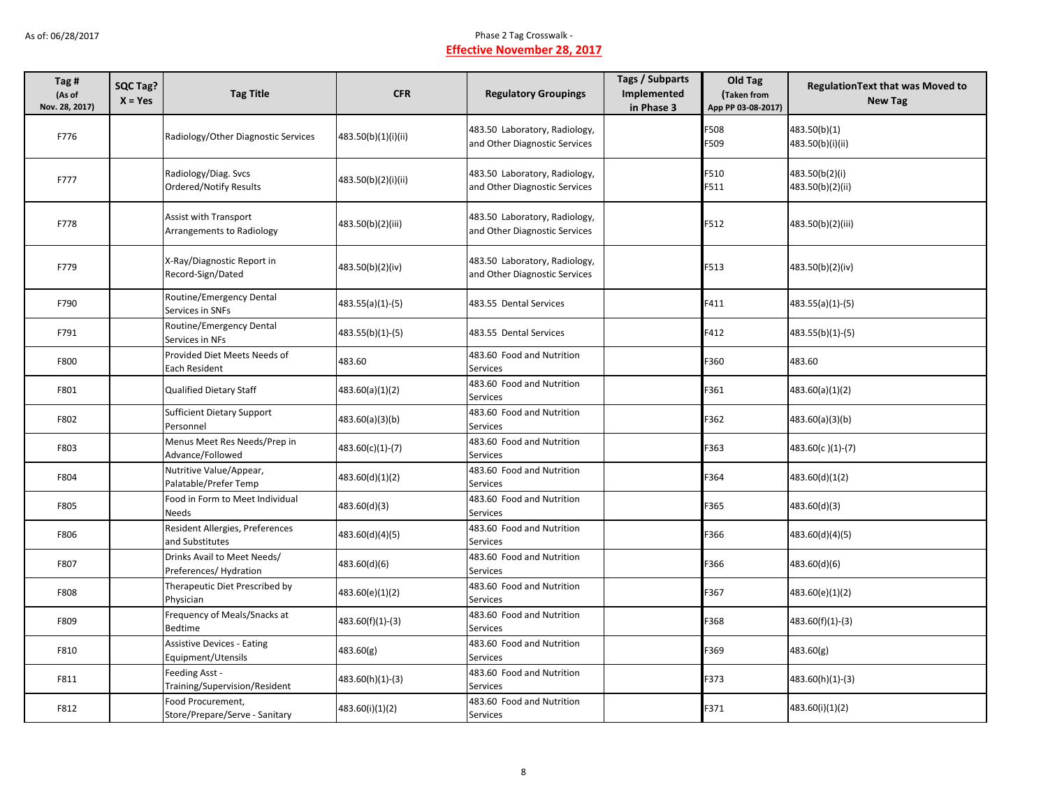As of: 06/28/2017

Phase 2 Tag Crosswalk -
**Effective November 28, 2017**

| Tag # (As of Nov. 28, 2017) | SQC Tag? X = Yes | Tag Title | CFR | Regulatory Groupings | Tags / Subparts Implemented in Phase 3 | Old Tag (Taken from App PP 03-08-2017) | RegulationText that was Moved to New Tag |
|---|---|---|---|---|---|---|---|
| F776 | | Radiology/Other Diagnostic Services | 483.50(b)(1)(i)(ii) | 483.50 Laboratory, Radiology, and Other Diagnostic Services | | F508<br>F509 | 483.50(b)(1)<br>483.50(b)(i)(ii) |
| F777 | | Radiology/Diag. Svcs Ordered/Notify Results | 483.50(b)(2)(i)(ii) | 483.50 Laboratory, Radiology, and Other Diagnostic Services | | F510<br>F511 | 483.50(b(2)(i)<br>483.50(b)(2)(ii) |
| F778 | | Assist with Transport Arrangements to Radiology | 483.50(b)(2)(iii) | 483.50 Laboratory, Radiology, and Other Diagnostic Services | | F512 | 483.50(b)(2)(iii) |
| F779 | | X-Ray/Diagnostic Report in Record-Sign/Dated | 483.50(b)(2)(iv) | 483.50 Laboratory, Radiology, and Other Diagnostic Services | | F513 | 483.50(b)(2)(iv) |
| F790 | | Routine/Emergency Dental Services in SNFs | 483.55(a)(1)-(5) | 483.55 Dental Services | | F411 | 483.55(a)(1)-(5) |
| F791 | | Routine/Emergency Dental Services in NFs | 483.55(b)(1)-(5) | 483.55 Dental Services | | F412 | 483.55(b)(1)-(5) |
| F800 | | Provided Diet Meets Needs of Each Resident | 483.60 | 483.60 Food and Nutrition Services | | F360 | 483.60 |
| F801 | | Qualified Dietary Staff | 483.60(a)(1)(2) | 483.60 Food and Nutrition Services | | F361 | 483.60(a)(1)(2) |
| F802 | | Sufficient Dietary Support Personnel | 483.60(a)(3)(b) | 483.60 Food and Nutrition Services | | F362 | 483.60(a)(3)(b) |
| F803 | | Menus Meet Res Needs/Prep in Advance/Followed | 483.60(c)(1)-(7) | 483.60 Food and Nutrition Services | | F363 | 483.60(c )(1)-(7) |
| F804 | | Nutritive Value/Appear, Palatable/Prefer Temp | 483.60(d)(1)(2) | 483.60 Food and Nutrition Services | | F364 | 483.60(d)(1(2) |
| F805 | | Food in Form to Meet Individual Needs | 483.60(d)(3) | 483.60 Food and Nutrition Services | | F365 | 483.60(d)(3) |
| F806 | | Resident Allergies, Preferences and Substitutes | 483.60(d)(4)(5) | 483.60 Food and Nutrition Services | | F366 | 483.60(d)(4)(5) |
| F807 | | Drinks Avail to Meet Needs/ Preferences/ Hydration | 483.60(d)(6) | 483.60 Food and Nutrition Services | | F366 | 483.60(d)(6) |
| F808 | | Therapeutic Diet Prescribed by Physician | 483.60(e)(1)(2) | 483.60 Food and Nutrition Services | | F367 | 483.60(e)(1)(2) |
| F809 | | Frequency of Meals/Snacks at Bedtime | 483.60(f)(1)-(3) | 483.60 Food and Nutrition Services | | F368 | 483.60(f)(1)-(3) |
| F810 | | Assistive Devices - Eating Equipment/Utensils | 483.60(g) | 483.60 Food and Nutrition Services | | F369 | 483.60(g) |
| F811 | | Feeding Asst - Training/Supervision/Resident | 483.60(h)(1)-(3) | 483.60 Food and Nutrition Services | | F373 | 483.60(h)(1)-(3) |
| F812 | | Food Procurement, Store/Prepare/Serve - Sanitary | 483.60(i)(1)(2) | 483.60 Food and Nutrition Services | | F371 | 483.60(i)(1)(2) |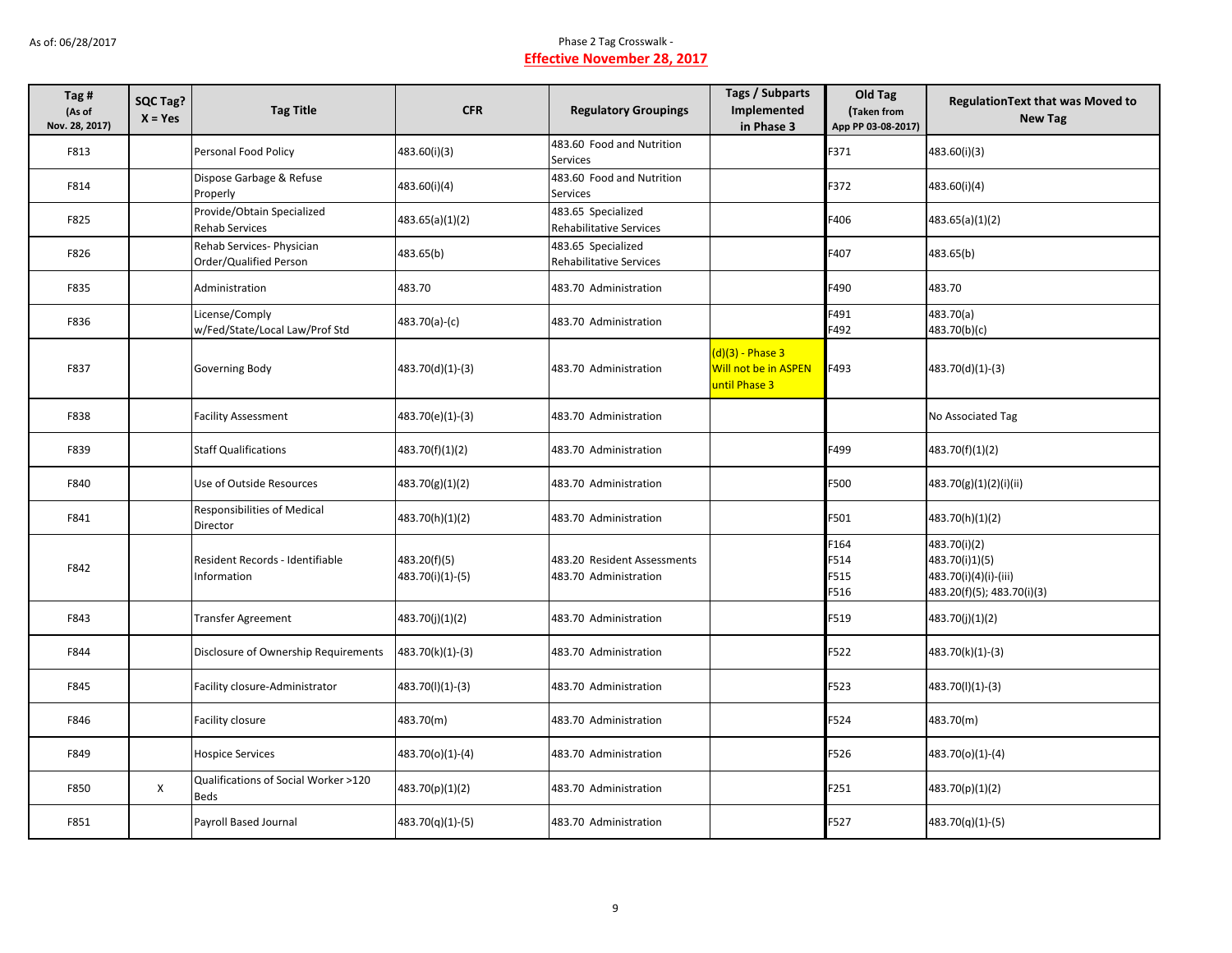As of: 06/28/2017

Phase 2 Tag Crosswalk -
**Effective November 28, 2017**

| Tag # (As of Nov. 28, 2017) | SQC Tag? X = Yes | Tag Title | CFR | Regulatory Groupings | Tags / Subparts Implemented in Phase 3 | Old Tag (Taken from App PP 03-08-2017) | RegulationText that was Moved to New Tag |
|---|---|---|---|---|---|---|---|
| F813 | | Personal Food Policy | 483.60(i)(3) | 483.60 Food and Nutrition Services | | F371 | 483.60(i)(3) |
| F814 | | Dispose Garbage & Refuse Properly | 483.60(i)(4) | 483.60 Food and Nutrition Services | | F372 | 483.60(i)(4) |
| F825 | | Provide/Obtain Specialized Rehab Services | 483.65(a)(1)(2) | 483.65 Specialized Rehabilitative Services | | F406 | 483.65(a)(1)(2) |
| F826 | | Rehab Services- Physician Order/Qualified Person | 483.65(b) | 483.65 Specialized Rehabilitative Services | | F407 | 483.65(b) |
| F835 | | Administration | 483.70 | 483.70 Administration | | F490 | 483.70 |
| F836 | | License/Comply w/Fed/State/Local Law/Prof Std | 483.70(a)-(c) | 483.70 Administration | | F491<br>F492 | 483.70(a)<br>483.70(b)(c) |
| F837 | | Governing Body | 483.70(d)(1)-(3) | 483.70 Administration | (d)(3) - Phase 3 Will not be in ASPEN until Phase 3 | F493 | 483.70(d)(1)-(3) |
| F838 | | Facility Assessment | 483.70(e)(1)-(3) | 483.70 Administration | | | No Associated Tag |
| F839 | | Staff Qualifications | 483.70(f)(1)(2) | 483.70 Administration | | F499 | 483.70(f)(1)(2) |
| F840 | | Use of Outside Resources | 483.70(g)(1)(2) | 483.70 Administration | | F500 | 483.70(g)(1)(2)(i)(ii) |
| F841 | | Responsibilities of Medical Director | 483.70(h)(1)(2) | 483.70 Administration | | F501 | 483.70(h)(1)(2) |
| F842 | | Resident Records - Identifiable Information | 483.20(f)(5)<br>483.70(i)(1)-(5) | 483.20 Resident Assessments<br>483.70 Administration | | F164<br>F514<br>F515<br>F516 | 483.70(i)(2)<br>483.70(i)1)(5)<br>483.70(i)(4)(i)-(iii)<br>483.20(f)(5); 483.70(i)(3) |
| F843 | | Transfer Agreement | 483.70(j)(1)(2) | 483.70 Administration | | F519 | 483.70(j)(1)(2) |
| F844 | | Disclosure of Ownership Requirements | 483.70(k)(1)-(3) | 483.70 Administration | | F522 | 483.70(k)(1)-(3) |
| F845 | | Facility closure-Administrator | 483.70(l)(1)-(3) | 483.70 Administration | | F523 | 483.70(l)(1)-(3) |
| F846 | | Facility closure | 483.70(m) | 483.70 Administration | | F524 | 483.70(m) |
| F849 | | Hospice Services | 483.70(o)(1)-(4) | 483.70 Administration | | F526 | 483.70(o)(1)-(4) |
| F850 | X | Qualifications of Social Worker >120 Beds | 483.70(p)(1)(2) | 483.70 Administration | | F251 | 483.70(p)(1)(2) |
| F851 | | Payroll Based Journal | 483.70(q)(1)-(5) | 483.70 Administration | | F527 | 483.70(q)(1)-(5) |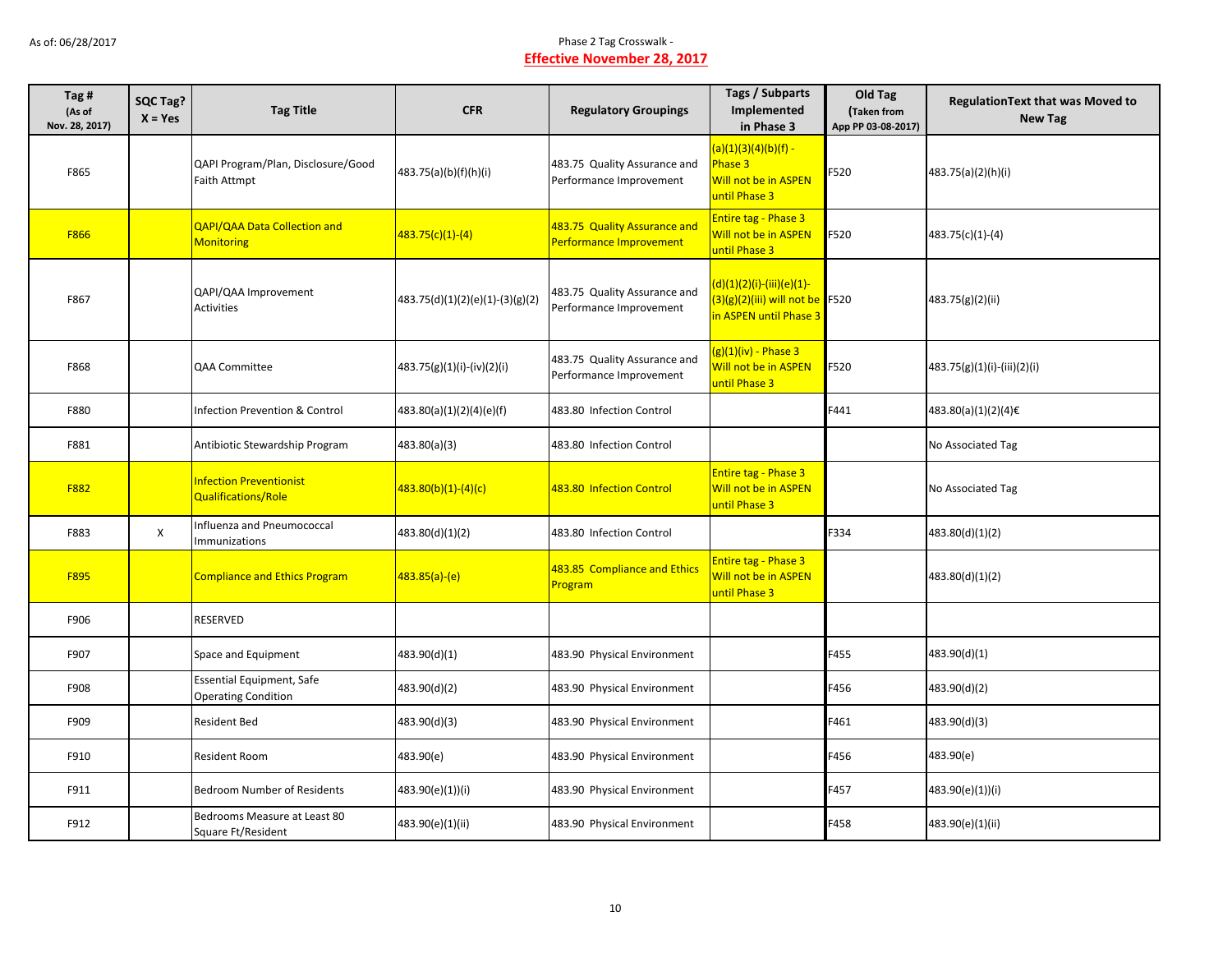As of: 06/28/2017

Phase 2 Tag Crosswalk -

**Effective November 28, 2017**

| Tag # (As of Nov. 28, 2017) | SQC Tag? X = Yes | Tag Title | CFR | Regulatory Groupings | Tags / Subparts Implemented in Phase 3 | Old Tag (Taken from App PP 03-08-2017) | RegulationText that was Moved to New Tag |
|---|---|---|---|---|---|---|---|
| F865 | | QAPI Program/Plan, Disclosure/Good Faith Attmpt | 483.75(a)(b)(f)(h)(i) | 483.75 Quality Assurance and Performance Improvement | (a)(1)(3)(4)(b)(f) - Phase 3 Will not be in ASPEN until Phase 3 | F520 | 483.75(a)(2)(h)(i) |
| F866 | | QAPI/QAA Data Collection and Monitoring | 483.75(c)(1)-(4) | 483.75 Quality Assurance and Performance Improvement | Entire tag - Phase 3 Will not be in ASPEN until Phase 3 | F520 | 483.75(c)(1)-(4) |
| F867 | | QAPI/QAA Improvement Activities | 483.75(d)(1)(2)(e)(1)-(3)(g)(2) | 483.75 Quality Assurance and Performance Improvement | (d)(1)(2)(i)-(iii)(e)(1)-(3)(g)(2)(iii) will not be in ASPEN until Phase 3 | F520 | 483.75(g)(2)(ii) |
| F868 | | QAA Committee | 483.75(g)(1)(i)-(iv)(2)(i) | 483.75 Quality Assurance and Performance Improvement | (g)(1)(iv) - Phase 3 Will not be in ASPEN until Phase 3 | F520 | 483.75(g)(1)(i)-(iii)(2)(i) |
| F880 | | Infection Prevention & Control | 483.80(a)(1)(2)(4)(e)(f) | 483.80 Infection Control | | F441 | 483.80(a)(1)(2)(4)€ |
| F881 | | Antibiotic Stewardship Program | 483.80(a)(3) | 483.80 Infection Control | | | No Associated Tag |
| F882 | | Infection Preventionist Qualifications/Role | 483.80(b)(1)-(4)(c) | 483.80 Infection Control | Entire tag - Phase 3 Will not be in ASPEN until Phase 3 | | No Associated Tag |
| F883 | X | Influenza and Pneumococcal Immunizations | 483.80(d)(1)(2) | 483.80 Infection Control | | F334 | 483.80(d)(1)(2) |
| F895 | | Compliance and Ethics Program | 483.85(a)-(e) | 483.85 Compliance and Ethics Program | Entire tag - Phase 3 Will not be in ASPEN until Phase 3 | | 483.80(d)(1)(2) |
| F906 | | RESERVED | | | | | |
| F907 | | Space and Equipment | 483.90(d)(1) | 483.90 Physical Environment | | F455 | 483.90(d)(1) |
| F908 | | Essential Equipment, Safe Operating Condition | 483.90(d)(2) | 483.90 Physical Environment | | F456 | 483.90(d)(2) |
| F909 | | Resident Bed | 483.90(d)(3) | 483.90 Physical Environment | | F461 | 483.90(d)(3) |
| F910 | | Resident Room | 483.90(e) | 483.90 Physical Environment | | F456 | 483.90(e) |
| F911 | | Bedroom Number of Residents | 483.90(e)(1))(i) | 483.90 Physical Environment | | F457 | 483.90(e)(1))(i) |
| F912 | | Bedrooms Measure at Least 80 Square Ft/Resident | 483.90(e)(1)(ii) | 483.90 Physical Environment | | F458 | 483.90(e)(1)(ii) |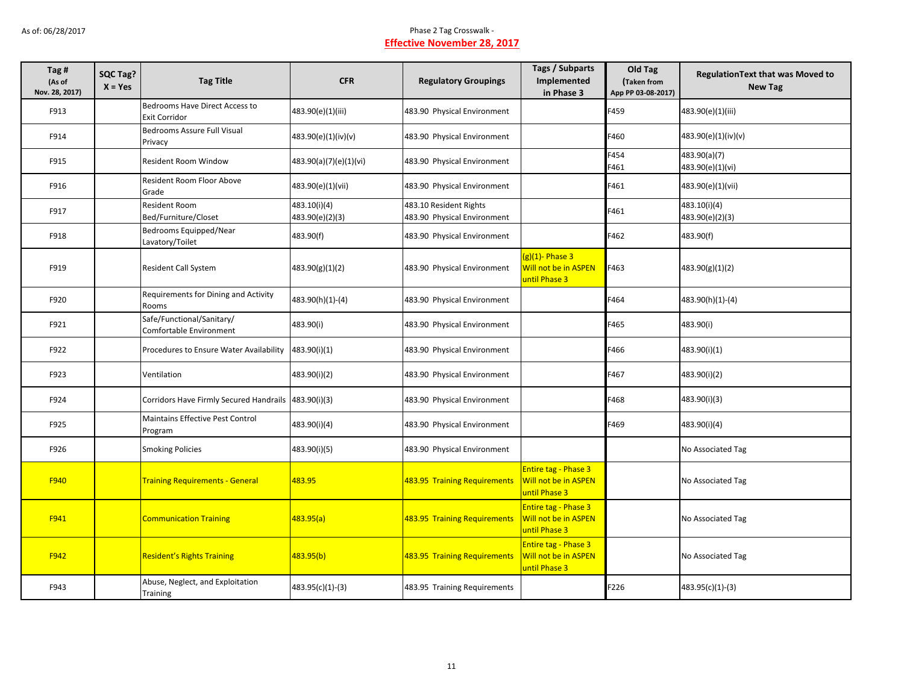As of: 06/28/2017

Phase 2 Tag Crosswalk -
**Effective November 28, 2017**

| Tag # (As of Nov. 28, 2017) | SQC Tag? X = Yes | Tag Title | CFR | Regulatory Groupings | Tags / Subparts Implemented in Phase 3 | Old Tag (Taken from App PP 03-08-2017) | RegulationText that was Moved to New Tag |
|---|---|---|---|---|---|---|---|
| F913 | | Bedrooms Have Direct Access to Exit Corridor | 483.90(e)(1)(iii) | 483.90 Physical Environment | | F459 | 483.90(e)(1)(iii) |
| F914 | | Bedrooms Assure Full Visual Privacy | 483.90(e)(1)(iv)(v) | 483.90 Physical Environment | | F460 | 483.90(e)(1)(iv)(v) |
| F915 | | Resident Room Window | 483.90(a)(7)(e)(1)(vi) | 483.90 Physical Environment | | F454<br>F461 | 483.90(a)(7)<br>483.90(e)(1)(vi) |
| F916 | | Resident Room Floor Above Grade | 483.90(e)(1)(vii) | 483.90 Physical Environment | | F461 | 483.90(e)(1)(vii) |
| F917 | | Resident Room Bed/Furniture/Closet | 483.10(i)(4)<br>483.90(e)(2)(3) | 483.10 Resident Rights<br>483.90 Physical Environment | | F461 | 483.10(i)(4)<br>483.90(e)(2)(3) |
| F918 | | Bedrooms Equipped/Near Lavatory/Toilet | 483.90(f) | 483.90 Physical Environment | | F462 | 483.90(f) |
| F919 | | Resident Call System | 483.90(g)(1)(2) | 483.90 Physical Environment | (g)(1)- Phase 3 Will not be in ASPEN until Phase 3 | F463 | 483.90(g)(1)(2) |
| F920 | | Requirements for Dining and Activity Rooms | 483.90(h)(1)-(4) | 483.90 Physical Environment | | F464 | 483.90(h)(1)-(4) |
| F921 | | Safe/Functional/Sanitary/ Comfortable Environment | 483.90(i) | 483.90 Physical Environment | | F465 | 483.90(i) |
| F922 | | Procedures to Ensure Water Availability | 483.90(i)(1) | 483.90 Physical Environment | | F466 | 483.90(i)(1) |
| F923 | | Ventilation | 483.90(i)(2) | 483.90 Physical Environment | | F467 | 483.90(i)(2) |
| F924 | | Corridors Have Firmly Secured Handrails | 483.90(i)(3) | 483.90 Physical Environment | | F468 | 483.90(i)(3) |
| F925 | | Maintains Effective Pest Control Program | 483.90(i)(4) | 483.90 Physical Environment | | F469 | 483.90(i)(4) |
| F926 | | Smoking Policies | 483.90(i)(5) | 483.90 Physical Environment | | | No Associated Tag |
| F940 | | Training Requirements - General | 483.95 | 483.95 Training Requirements | Entire tag - Phase 3 Will not be in ASPEN until Phase 3 | | No Associated Tag |
| F941 | | Communication Training | 483.95(a) | 483.95 Training Requirements | Entire tag - Phase 3 Will not be in ASPEN until Phase 3 | | No Associated Tag |
| F942 | | Resident's Rights Training | 483.95(b) | 483.95 Training Requirements | Entire tag - Phase 3 Will not be in ASPEN until Phase 3 | | No Associated Tag |
| F943 | | Abuse, Neglect, and Exploitation Training | 483.95(c)(1)-(3) | 483.95 Training Requirements | | F226 | 483.95(c)(1)-(3) |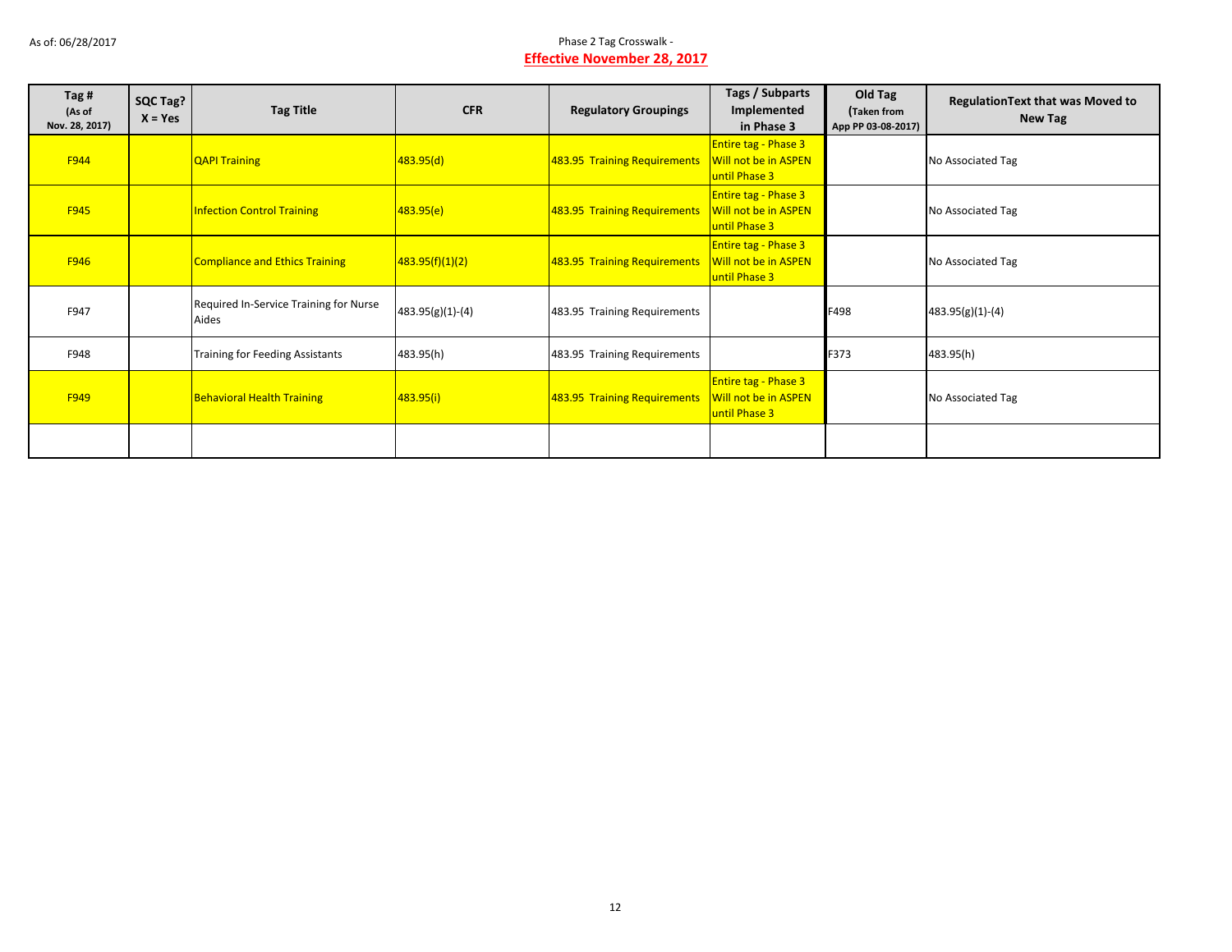As of: 06/28/2017

Phase 2 Tag Crosswalk -

**Effective November 28, 2017**

| Tag # (As of Nov. 28, 2017) | SQC Tag? X = Yes | Tag Title | CFR | Regulatory Groupings | Tags / Subparts Implemented in Phase 3 | Old Tag (Taken from App PP 03-08-2017) | RegulationText that was Moved to New Tag |
|---|---|---|---|---|---|---|---|
| F944 | | QAPI Training | 483.95(d) | 483.95 Training Requirements | Entire tag - Phase 3 Will not be in ASPEN until Phase 3 | | No Associated Tag |
| F945 | | Infection Control Training | 483.95(e) | 483.95 Training Requirements | Entire tag - Phase 3 Will not be in ASPEN until Phase 3 | | No Associated Tag |
| F946 | | Compliance and Ethics Training | 483.95(f)(1)(2) | 483.95 Training Requirements | Entire tag - Phase 3 Will not be in ASPEN until Phase 3 | | No Associated Tag |
| F947 | | Required In-Service Training for Nurse Aides | 483.95(g)(1)-(4) | 483.95 Training Requirements | | F498 | 483.95(g)(1)-(4) |
| F948 | | Training for Feeding Assistants | 483.95(h) | 483.95 Training Requirements | | F373 | 483.95(h) |
| F949 | | Behavioral Health Training | 483.95(i) | 483.95 Training Requirements | Entire tag - Phase 3 Will not be in ASPEN until Phase 3 | | No Associated Tag |
| | | | | | | | |